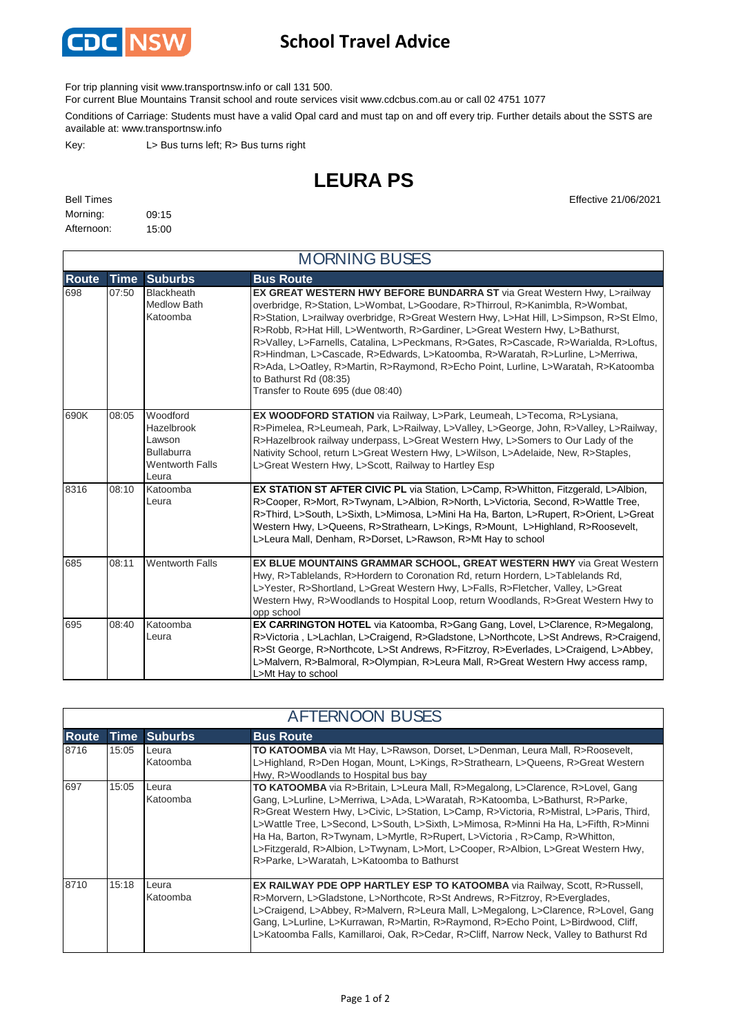# School Travel Advice

For trip planning visit www.transportnsw.info or call 131 500.

For current Blue Mountains Transit school and route services visit www.cdcbus.com.au or call 02 4751 1077

Conditions of Carriage: Students must have a valid Opal card and must tap on and off every trip. Further details about the SSTS are available at: www.transportnsw.info

Key: L> Bus turns left; R> Bus turns right

## LEURA PS

Bell Times

Morning: 09:15

Afternoon: 15:00

Effective 21/06/2021

### MORNING BUSES

| Route | Time | Suburbs | Bus Route |
|---|---|---|---|
| 698 | 07:50 | Blackheath<br>Medlow Bath<br>Katoomba | **EX GREAT WESTERN HWY BEFORE BUNDARRA ST** via Great Western Hwy, L>railway overbridge, R>Station, L>Wombat, L>Goodare, R>Thirroul, R>Kanimbla, R>Wombat, R>Station, L>railway overbridge, R>Great Western Hwy, L>Hat Hill, L>Simpson, R>St Elmo, R>Robb, R>Hat Hill, L>Wentworth, R>Gardiner, L>Great Western Hwy, L>Bathurst, R>Valley, L>Farnells, Catalina, L>Peckmans, R>Gates, R>Cascade, R>Warialda, R>Loftus, R>Hindman, L>Cascade, R>Edwards, L>Katoomba, R>Waratah, R>Lurline, L>Merriwa, R>Ada, L>Oatley, R>Martin, R>Raymond, R>Echo Point, Lurline, L>Waratah, R>Katoomba to Bathurst Rd (08:35)<br>Transfer to Route 695 (due 08:40) |
| 690K | 08:05 | Woodford<br>Hazelbrook<br>Lawson<br>Bullaburra<br>Wentworth Falls<br>Leura | **EX WOODFORD STATION** via Railway, L>Park, Leumeah, L>Tecoma, R>Lysiana, R>Pimelea, R>Leumeah, Park, L>Railway, L>Valley, L>George, John, R>Valley, L>Railway, R>Hazelbrook railway underpass, L>Great Western Hwy, L>Somers to Our Lady of the Nativity School, return L>Great Western Hwy, L>Wilson, L>Adelaide, New, R>Staples, L>Great Western Hwy, L>Scott, Railway to Hartley Esp |
| 8316 | 08:10 | Katoomba<br>Leura | **EX STATION ST AFTER CIVIC PL** via Station, L>Camp, R>Whitton, Fitzgerald, L>Albion, R>Cooper, R>Mort, R>Twynam, L>Albion, R>North, L>Victoria, Second, R>Wattle Tree, R>Third, L>South, L>Sixth, L>Mimosa, L>Mini Ha Ha, Barton, L>Rupert, R>Orient, L>Great Western Hwy, L>Queens, R>Strathearn, L>Kings, R>Mount, L>Highland, R>Roosevelt, L>Leura Mall, Denham, R>Dorset, L>Rawson, R>Mt Hay to school |
| 685 | 08:11 | Wentworth Falls | **EX BLUE MOUNTAINS GRAMMAR SCHOOL, GREAT WESTERN HWY** via Great Western Hwy, R>Tablelands, R>Hordern to Coronation Rd, return Hordern, L>Tablelands Rd, L>Yester, R>Shortland, L>Great Western Hwy, L>Falls, R>Fletcher, Valley, L>Great Western Hwy, R>Woodlands to Hospital Loop, return Woodlands, R>Great Western Hwy to opp school |
| 695 | 08:40 | Katoomba<br>Leura | **EX CARRINGTON HOTEL** via Katoomba, R>Gang Gang, Lovel, L>Clarence, R>Megalong, R>Victoria , L>Lachlan, L>Craigend, R>Gladstone, L>Northcote, L>St Andrews, R>Craigend, R>St George, R>Northcote, L>St Andrews, R>Fitzroy, R>Everlades, L>Craigend, L>Abbey, L>Malvern, R>Balmoral, R>Olympian, R>Leura Mall, R>Great Western Hwy access ramp, L>Mt Hay to school |

### AFTERNOON BUSES

| Route | Time | Suburbs | Bus Route |
|---|---|---|---|
| 8716 | 15:05 | Leura<br>Katoomba | **TO KATOOMBA** via Mt Hay, L>Rawson, Dorset, L>Denman, Leura Mall, R>Roosevelt, L>Highland, R>Den Hogan, Mount, L>Kings, R>Strathearn, L>Queens, R>Great Western Hwy, R>Woodlands to Hospital bus bay |
| 697 | 15:05 | Leura<br>Katoomba | **TO KATOOMBA** via R>Britain, L>Leura Mall, R>Megalong, L>Clarence, R>Lovel, Gang Gang, L>Lurline, L>Merriwa, L>Ada, L>Waratah, R>Katoomba, L>Bathurst, R>Parke, R>Great Western Hwy, L>Civic, L>Station, L>Camp, R>Victoria, R>Mistral, L>Paris, Third, L>Wattle Tree, L>Second, L>South, L>Sixth, L>Mimosa, R>Minni Ha Ha, L>Fifth, R>Minni Ha Ha, Barton, R>Twynam, L>Myrtle, R>Rupert, L>Victoria , R>Camp, R>Whitton, L>Fitzgerald, R>Albion, L>Twynam, L>Mort, L>Cooper, R>Albion, L>Great Western Hwy, R>Parke, L>Waratah, L>Katoomba to Bathurst |
| 8710 | 15:18 | Leura<br>Katoomba | **EX RAILWAY PDE OPP HARTLEY ESP TO KATOOMBA** via Railway, Scott, R>Russell, R>Morvern, L>Gladstone, L>Northcote, R>St Andrews, R>Fitzroy, R>Everglades, L>Craigend, L>Abbey, R>Malvern, R>Leura Mall, L>Megalong, L>Clarence, R>Lovel, Gang Gang, L>Lurline, L>Kurrawan, R>Martin, R>Raymond, R>Echo Point, L>Birdwood, Cliff, L>Katoomba Falls, Kamillaroi, Oak, R>Cedar, R>Cliff, Narrow Neck, Valley to Bathurst Rd |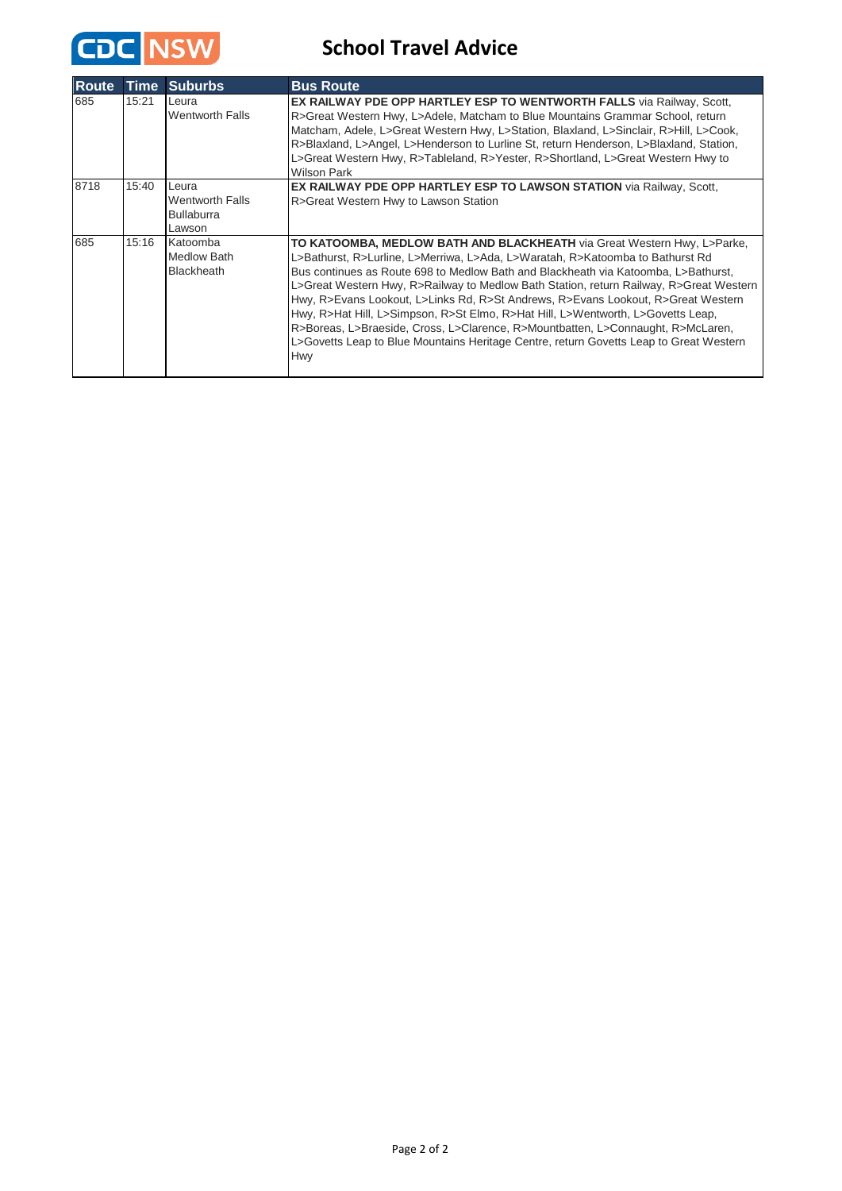# School Travel Advice

| Route | Time | Suburbs | Bus Route |
|---|---|---|---|
| 685 | 15:21 | Leura<br>Wentworth Falls | **EX RAILWAY PDE OPP HARTLEY ESP TO WENTWORTH FALLS** via Railway, Scott, R>Great Western Hwy, L>Adele, Matcham to Blue Mountains Grammar School, return Matcham, Adele, L>Great Western Hwy, L>Station, Blaxland, L>Sinclair, R>Hill, L>Cook, R>Blaxland, L>Angel, L>Henderson to Lurline St, return Henderson, L>Blaxland, Station, L>Great Western Hwy, R>Tableland, R>Yester, R>Shortland, L>Great Western Hwy to Wilson Park |
| 8718 | 15:40 | Leura<br>Wentworth Falls<br>Bullaburra<br>Lawson | **EX RAILWAY PDE OPP HARTLEY ESP TO LAWSON STATION** via Railway, Scott, R>Great Western Hwy to Lawson Station |
| 685 | 15:16 | Katoomba<br>Medlow Bath<br>Blackheath | **TO KATOOMBA, MEDLOW BATH AND BLACKHEATH** via Great Western Hwy, L>Parke, L>Bathurst, R>Lurline, L>Merriwa, L>Ada, L>Waratah, R>Katoomba to Bathurst Rd<br>Bus continues as Route 698 to Medlow Bath and Blackheath via Katoomba, L>Bathurst, L>Great Western Hwy, R>Railway to Medlow Bath Station, return Railway, R>Great Western Hwy, R>Evans Lookout, L>Links Rd, R>St Andrews, R>Evans Lookout, R>Great Western Hwy, R>Hat Hill, L>Simpson, R>St Elmo, R>Hat Hill, L>Wentworth, L>Govetts Leap, R>Boreas, L>Braeside, Cross, L>Clarence, R>Mountbatten, L>Connaught, R>McLaren, L>Govetts Leap to Blue Mountains Heritage Centre, return Govetts Leap to Great Western Hwy |